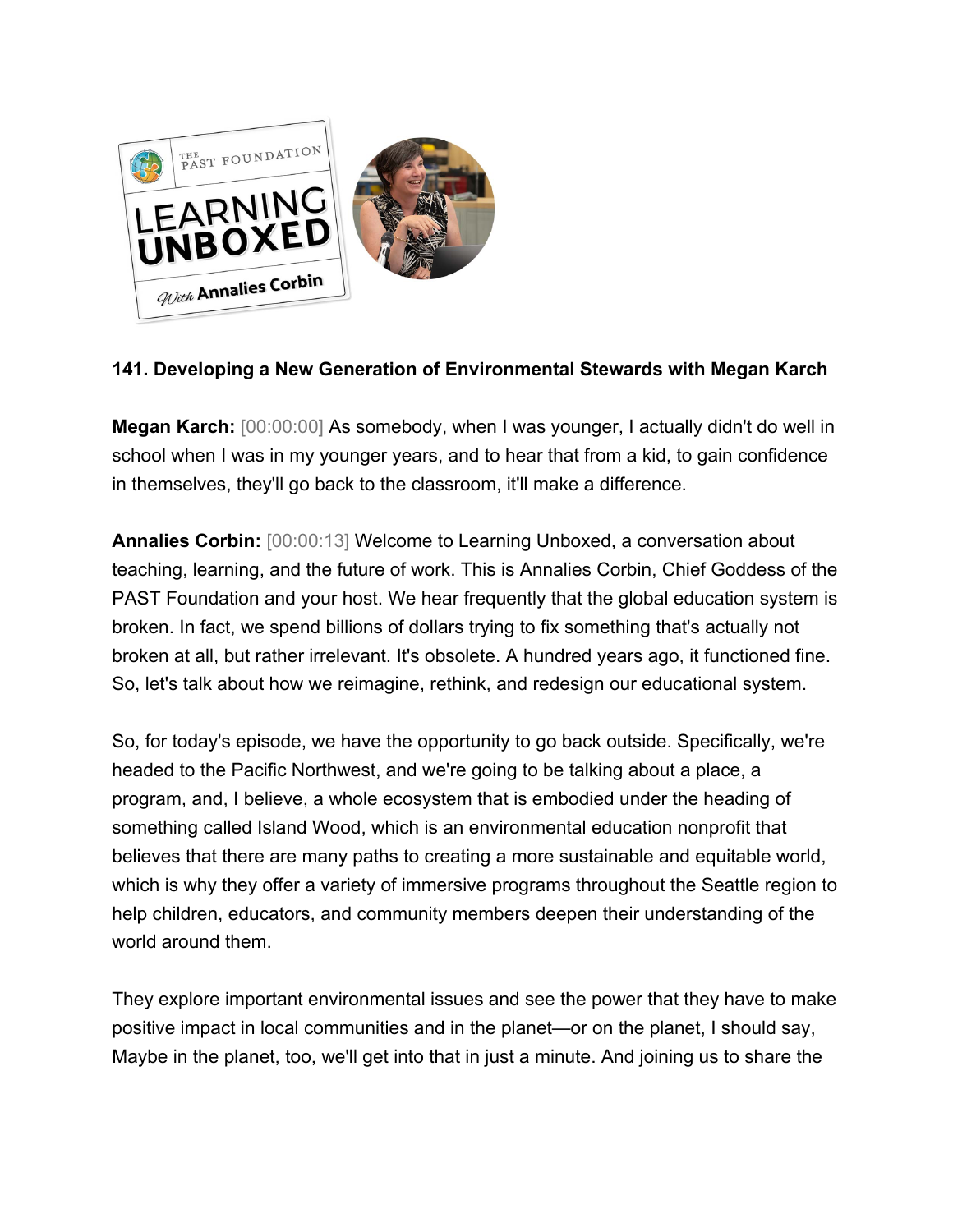**141. Developing a New Generation of Environmental Stewards with Megan Karch**

**Megan Karch:** [00:00:00] As somebody, when I was younger, I actually didn't do well in school when I was in my younger years, and to hear that from a kid, to gain confidence in themselves, they'll go back to the classroom, it'll make a difference.

**Annalies Corbin:** [00:00:13] Welcome to Learning Unboxed, a conversation about teaching, learning, and the future of work. This is Annalies Corbin, Chief Goddess of the PAST Foundation and your host. We hear frequently that the global education system is broken. In fact, we spend billions of dollars trying to fix something that's actually not broken at all, but rather irrelevant. It's obsolete. A hundred years ago, it functioned fine. So, let's talk about how we reimagine, rethink, and redesign our educational system.

So, for today's episode, we have the opportunity to go back outside. Specifically, we're headed to the Pacific Northwest, and we're going to be talking about a place, a program, and, I believe, a whole ecosystem that is embodied under the heading of something called Island Wood, which is an environmental education nonprofit that believes that there are many paths to creating a more sustainable and equitable world, which is why they offer a variety of immersive programs throughout the Seattle region to help children, educators, and community members deepen their understanding of the world around them.

They explore important environmental issues and see the power that they have to make positive impact in local communities and in the planet—or on the planet, I should say, Maybe in the planet, too, we'll get into that in just a minute. And joining us to share the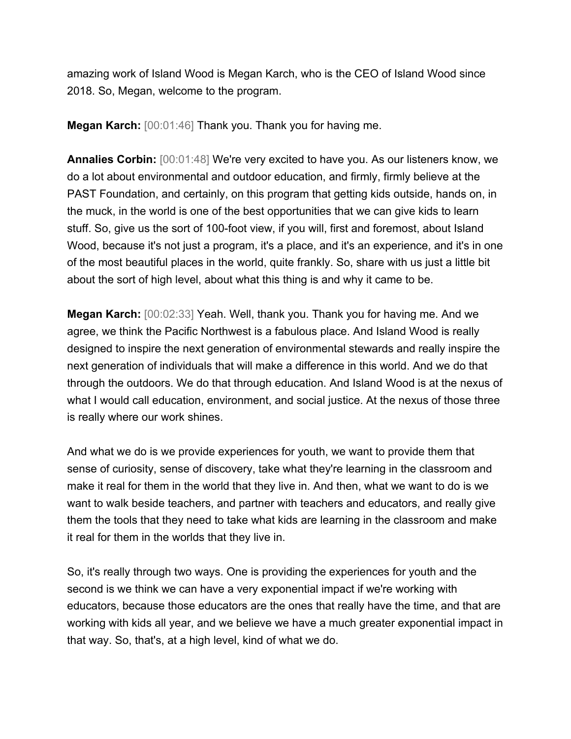amazing work of Island Wood is Megan Karch, who is the CEO of Island Wood since 2018. So, Megan, welcome to the program.

**Megan Karch:** [00:01:46] Thank you. Thank you for having me.

**Annalies Corbin:** [00:01:48] We're very excited to have you. As our listeners know, we do a lot about environmental and outdoor education, and firmly, firmly believe at the PAST Foundation, and certainly, on this program that getting kids outside, hands on, in the muck, in the world is one of the best opportunities that we can give kids to learn stuff. So, give us the sort of 100-foot view, if you will, first and foremost, about Island Wood, because it's not just a program, it's a place, and it's an experience, and it's in one of the most beautiful places in the world, quite frankly. So, share with us just a little bit about the sort of high level, about what this thing is and why it came to be.

**Megan Karch:** [00:02:33] Yeah. Well, thank you. Thank you for having me. And we agree, we think the Pacific Northwest is a fabulous place. And Island Wood is really designed to inspire the next generation of environmental stewards and really inspire the next generation of individuals that will make a difference in this world. And we do that through the outdoors. We do that through education. And Island Wood is at the nexus of what I would call education, environment, and social justice. At the nexus of those three is really where our work shines.

And what we do is we provide experiences for youth, we want to provide them that sense of curiosity, sense of discovery, take what they're learning in the classroom and make it real for them in the world that they live in. And then, what we want to do is we want to walk beside teachers, and partner with teachers and educators, and really give them the tools that they need to take what kids are learning in the classroom and make it real for them in the worlds that they live in.

So, it's really through two ways. One is providing the experiences for youth and the second is we think we can have a very exponential impact if we're working with educators, because those educators are the ones that really have the time, and that are working with kids all year, and we believe we have a much greater exponential impact in that way. So, that's, at a high level, kind of what we do.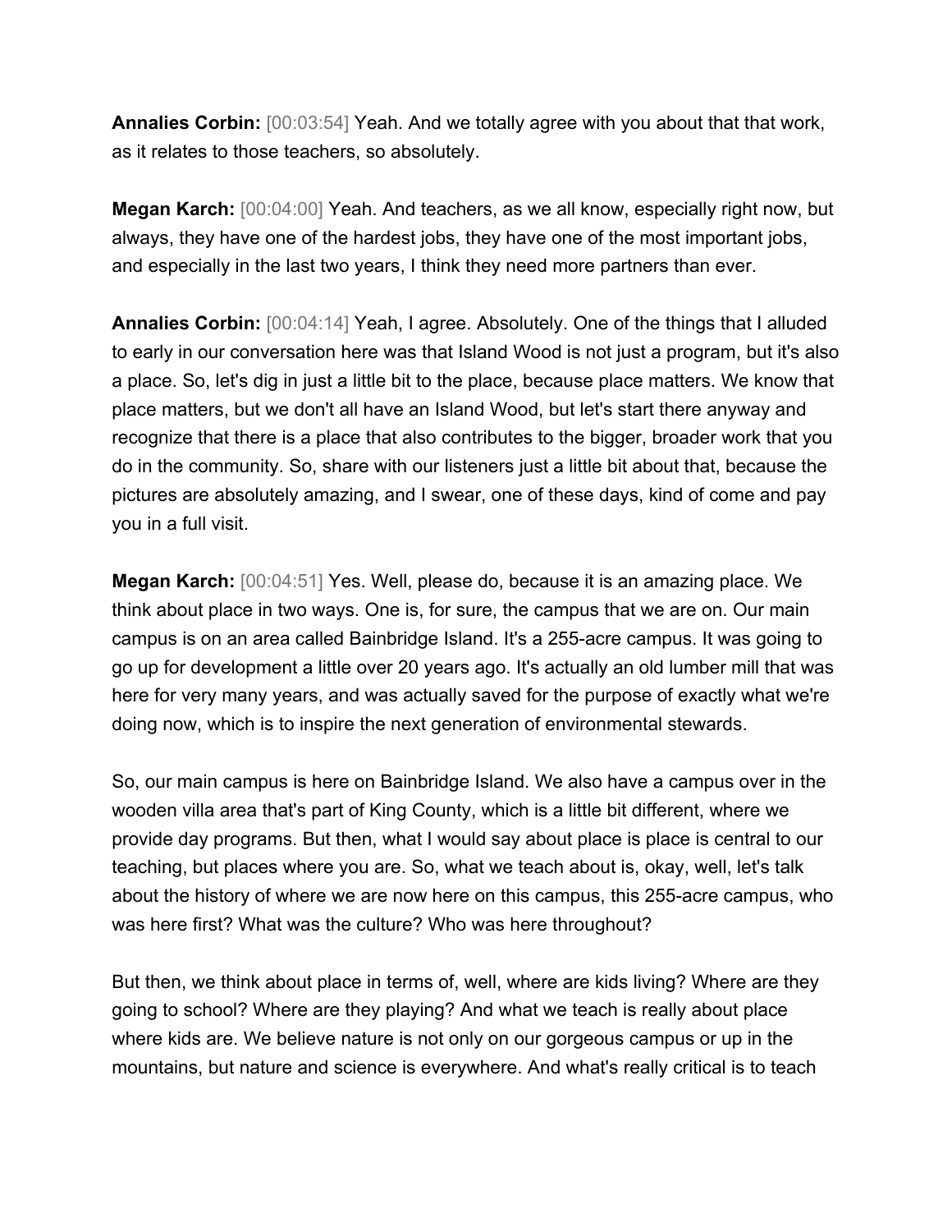**Annalies Corbin:** [00:03:54] Yeah. And we totally agree with you about that that work, as it relates to those teachers, so absolutely.

**Megan Karch:** [00:04:00] Yeah. And teachers, as we all know, especially right now, but always, they have one of the hardest jobs, they have one of the most important jobs, and especially in the last two years, I think they need more partners than ever.

**Annalies Corbin:** [00:04:14] Yeah, I agree. Absolutely. One of the things that I alluded to early in our conversation here was that Island Wood is not just a program, but it's also a place. So, let's dig in just a little bit to the place, because place matters. We know that place matters, but we don't all have an Island Wood, but let's start there anyway and recognize that there is a place that also contributes to the bigger, broader work that you do in the community. So, share with our listeners just a little bit about that, because the pictures are absolutely amazing, and I swear, one of these days, kind of come and pay you in a full visit.

**Megan Karch:** [00:04:51] Yes. Well, please do, because it is an amazing place. We think about place in two ways. One is, for sure, the campus that we are on. Our main campus is on an area called Bainbridge Island. It's a 255-acre campus. It was going to go up for development a little over 20 years ago. It's actually an old lumber mill that was here for very many years, and was actually saved for the purpose of exactly what we're doing now, which is to inspire the next generation of environmental stewards.

So, our main campus is here on Bainbridge Island. We also have a campus over in the wooden villa area that's part of King County, which is a little bit different, where we provide day programs. But then, what I would say about place is place is central to our teaching, but places where you are. So, what we teach about is, okay, well, let's talk about the history of where we are now here on this campus, this 255-acre campus, who was here first? What was the culture? Who was here throughout?

But then, we think about place in terms of, well, where are kids living? Where are they going to school? Where are they playing? And what we teach is really about place where kids are. We believe nature is not only on our gorgeous campus or up in the mountains, but nature and science is everywhere. And what's really critical is to teach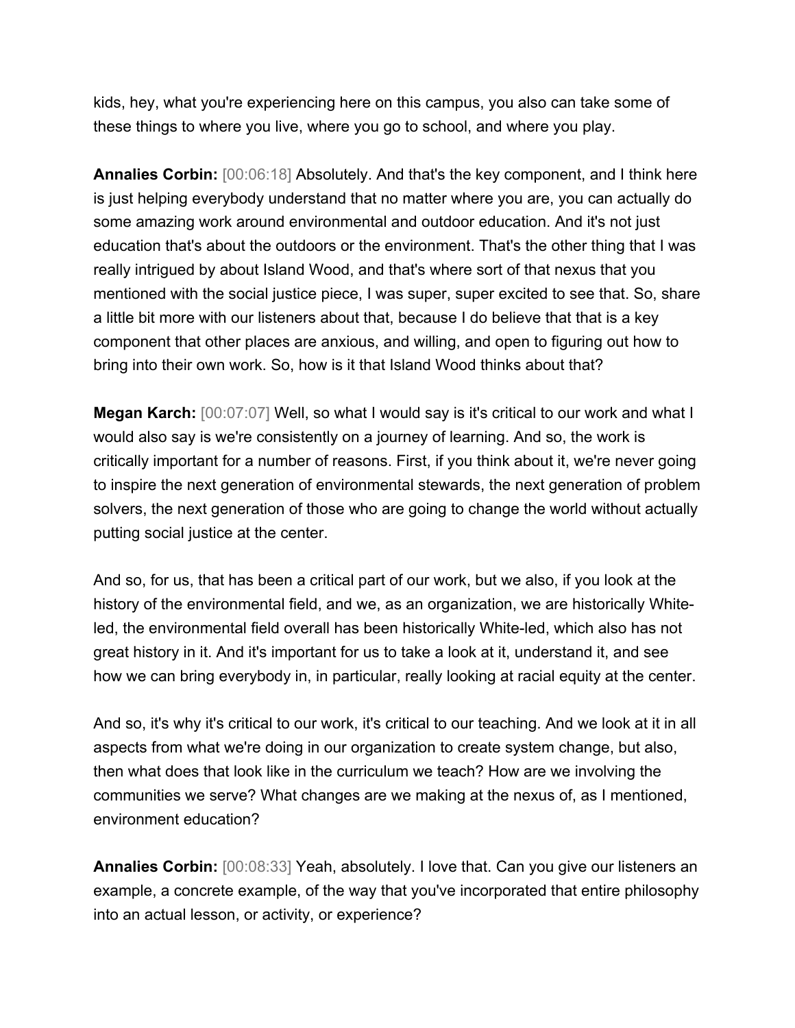kids, hey, what you're experiencing here on this campus, you also can take some of these things to where you live, where you go to school, and where you play.

**Annalies Corbin:** [00:06:18] Absolutely. And that's the key component, and I think here is just helping everybody understand that no matter where you are, you can actually do some amazing work around environmental and outdoor education. And it's not just education that's about the outdoors or the environment. That's the other thing that I was really intrigued by about Island Wood, and that's where sort of that nexus that you mentioned with the social justice piece, I was super, super excited to see that. So, share a little bit more with our listeners about that, because I do believe that that is a key component that other places are anxious, and willing, and open to figuring out how to bring into their own work. So, how is it that Island Wood thinks about that?

**Megan Karch:** [00:07:07] Well, so what I would say is it's critical to our work and what I would also say is we're consistently on a journey of learning. And so, the work is critically important for a number of reasons. First, if you think about it, we're never going to inspire the next generation of environmental stewards, the next generation of problem solvers, the next generation of those who are going to change the world without actually putting social justice at the center.

And so, for us, that has been a critical part of our work, but we also, if you look at the history of the environmental field, and we, as an organization, we are historically White-led, the environmental field overall has been historically White-led, which also has not great history in it. And it's important for us to take a look at it, understand it, and see how we can bring everybody in, in particular, really looking at racial equity at the center.

And so, it's why it's critical to our work, it's critical to our teaching. And we look at it in all aspects from what we're doing in our organization to create system change, but also, then what does that look like in the curriculum we teach? How are we involving the communities we serve? What changes are we making at the nexus of, as I mentioned, environment education?

**Annalies Corbin:** [00:08:33] Yeah, absolutely. I love that. Can you give our listeners an example, a concrete example, of the way that you've incorporated that entire philosophy into an actual lesson, or activity, or experience?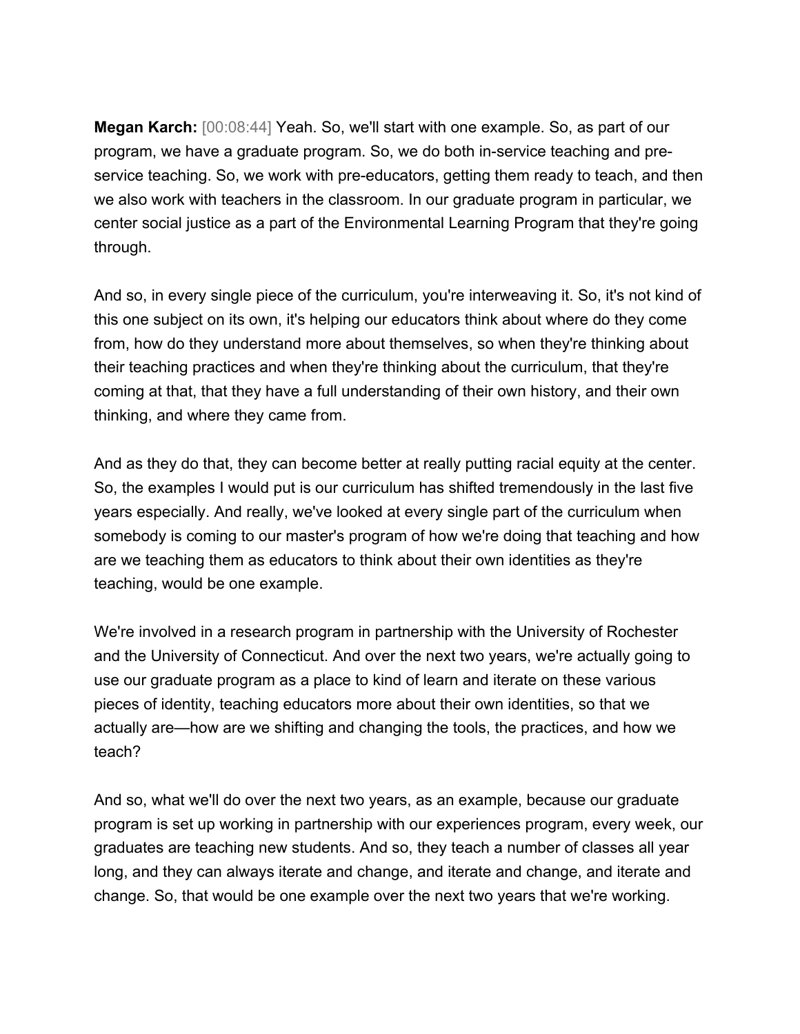**Megan Karch:** [00:08:44] Yeah. So, we'll start with one example. So, as part of our program, we have a graduate program. So, we do both in-service teaching and pre-service teaching. So, we work with pre-educators, getting them ready to teach, and then we also work with teachers in the classroom. In our graduate program in particular, we center social justice as a part of the Environmental Learning Program that they're going through.

And so, in every single piece of the curriculum, you're interweaving it. So, it's not kind of this one subject on its own, it's helping our educators think about where do they come from, how do they understand more about themselves, so when they're thinking about their teaching practices and when they're thinking about the curriculum, that they're coming at that, that they have a full understanding of their own history, and their own thinking, and where they came from.

And as they do that, they can become better at really putting racial equity at the center. So, the examples I would put is our curriculum has shifted tremendously in the last five years especially. And really, we've looked at every single part of the curriculum when somebody is coming to our master's program of how we're doing that teaching and how are we teaching them as educators to think about their own identities as they're teaching, would be one example.

We're involved in a research program in partnership with the University of Rochester and the University of Connecticut. And over the next two years, we're actually going to use our graduate program as a place to kind of learn and iterate on these various pieces of identity, teaching educators more about their own identities, so that we actually are—how are we shifting and changing the tools, the practices, and how we teach?

And so, what we'll do over the next two years, as an example, because our graduate program is set up working in partnership with our experiences program, every week, our graduates are teaching new students. And so, they teach a number of classes all year long, and they can always iterate and change, and iterate and change, and iterate and change. So, that would be one example over the next two years that we're working.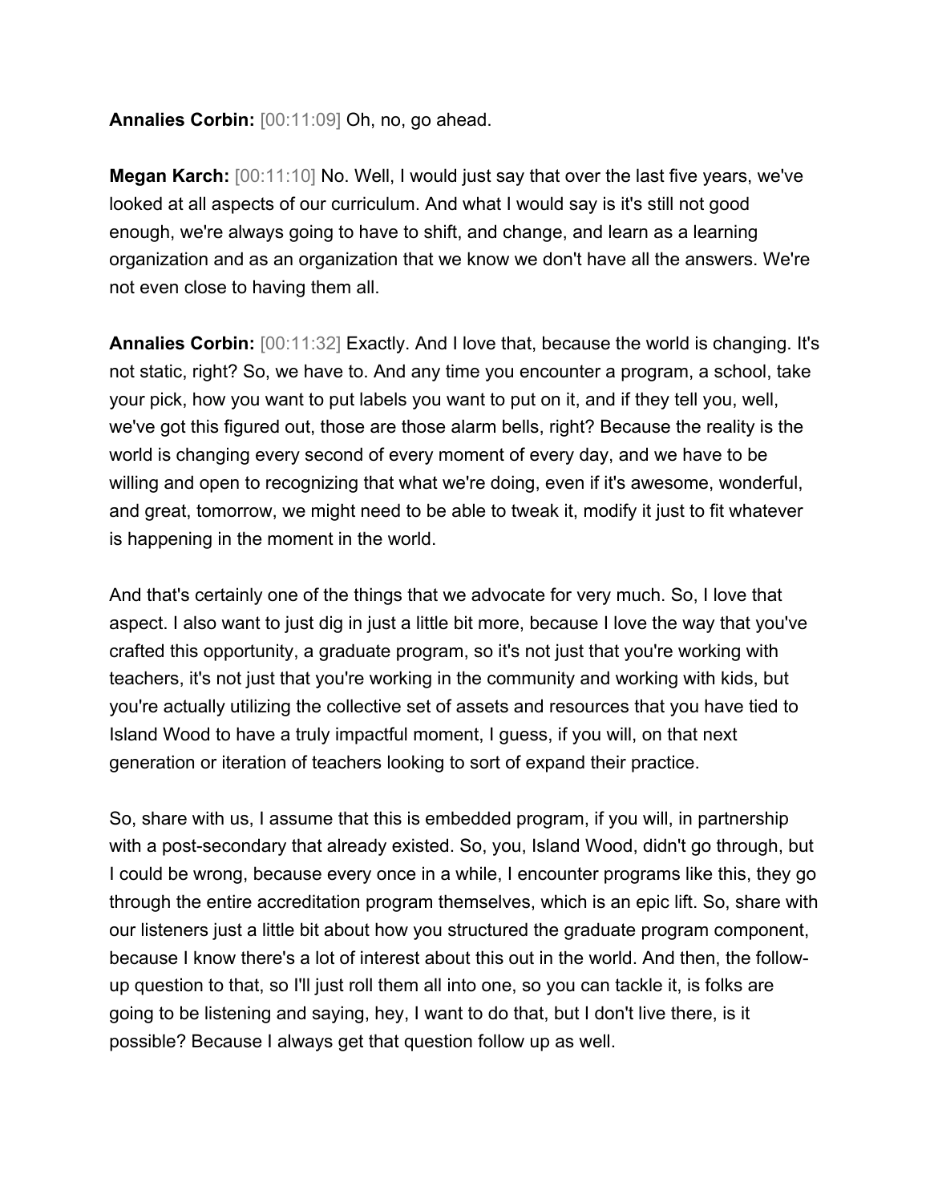**Annalies Corbin:** [00:11:09] Oh, no, go ahead.

**Megan Karch:** [00:11:10] No. Well, I would just say that over the last five years, we've looked at all aspects of our curriculum. And what I would say is it's still not good enough, we're always going to have to shift, and change, and learn as a learning organization and as an organization that we know we don't have all the answers. We're not even close to having them all.

**Annalies Corbin:** [00:11:32] Exactly. And I love that, because the world is changing. It's not static, right? So, we have to. And any time you encounter a program, a school, take your pick, how you want to put labels you want to put on it, and if they tell you, well, we've got this figured out, those are those alarm bells, right? Because the reality is the world is changing every second of every moment of every day, and we have to be willing and open to recognizing that what we're doing, even if it's awesome, wonderful, and great, tomorrow, we might need to be able to tweak it, modify it just to fit whatever is happening in the moment in the world.

And that's certainly one of the things that we advocate for very much. So, I love that aspect. I also want to just dig in just a little bit more, because I love the way that you've crafted this opportunity, a graduate program, so it's not just that you're working with teachers, it's not just that you're working in the community and working with kids, but you're actually utilizing the collective set of assets and resources that you have tied to Island Wood to have a truly impactful moment, I guess, if you will, on that next generation or iteration of teachers looking to sort of expand their practice.

So, share with us, I assume that this is embedded program, if you will, in partnership with a post-secondary that already existed. So, you, Island Wood, didn't go through, but I could be wrong, because every once in a while, I encounter programs like this, they go through the entire accreditation program themselves, which is an epic lift. So, share with our listeners just a little bit about how you structured the graduate program component, because I know there's a lot of interest about this out in the world. And then, the follow-up question to that, so I'll just roll them all into one, so you can tackle it, is folks are going to be listening and saying, hey, I want to do that, but I don't live there, is it possible? Because I always get that question follow up as well.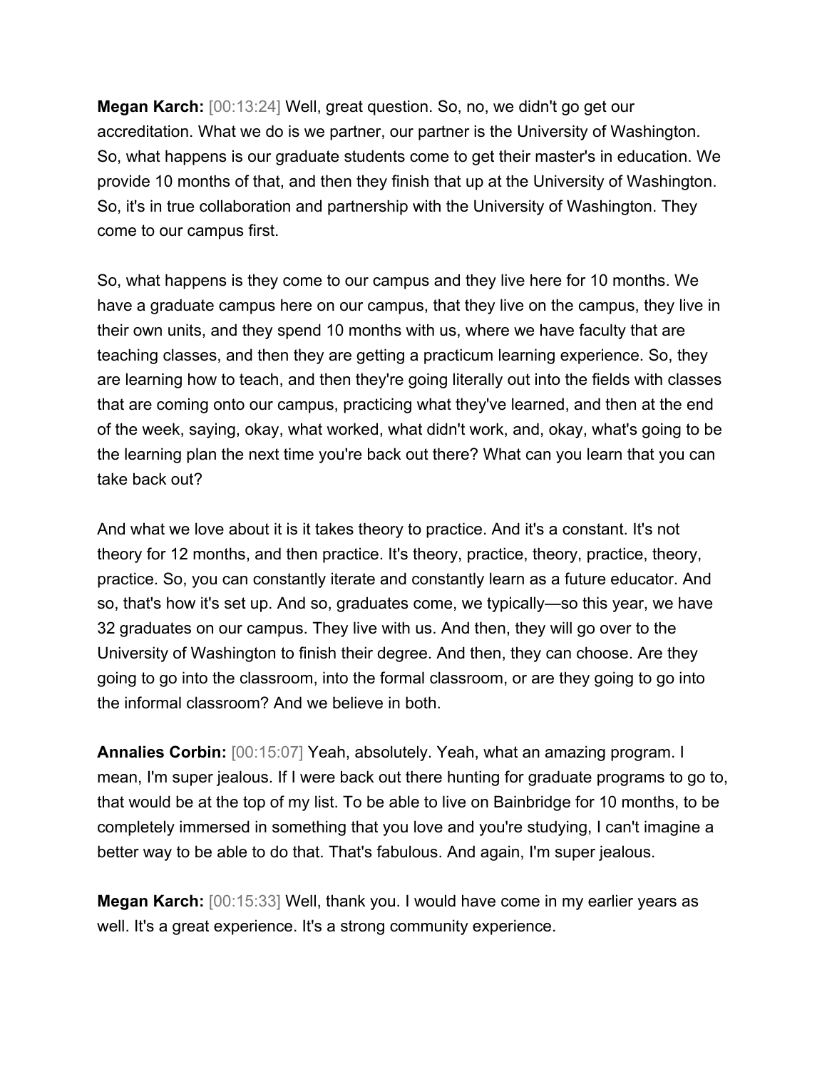**Megan Karch:** [00:13:24] Well, great question. So, no, we didn't go get our accreditation. What we do is we partner, our partner is the University of Washington. So, what happens is our graduate students come to get their master's in education. We provide 10 months of that, and then they finish that up at the University of Washington. So, it's in true collaboration and partnership with the University of Washington. They come to our campus first.

So, what happens is they come to our campus and they live here for 10 months. We have a graduate campus here on our campus, that they live on the campus, they live in their own units, and they spend 10 months with us, where we have faculty that are teaching classes, and then they are getting a practicum learning experience. So, they are learning how to teach, and then they're going literally out into the fields with classes that are coming onto our campus, practicing what they've learned, and then at the end of the week, saying, okay, what worked, what didn't work, and, okay, what's going to be the learning plan the next time you're back out there? What can you learn that you can take back out?

And what we love about it is it takes theory to practice. And it's a constant. It's not theory for 12 months, and then practice. It's theory, practice, theory, practice, theory, practice. So, you can constantly iterate and constantly learn as a future educator. And so, that's how it's set up. And so, graduates come, we typically—so this year, we have 32 graduates on our campus. They live with us. And then, they will go over to the University of Washington to finish their degree. And then, they can choose. Are they going to go into the classroom, into the formal classroom, or are they going to go into the informal classroom? And we believe in both.

**Annalies Corbin:** [00:15:07] Yeah, absolutely. Yeah, what an amazing program. I mean, I'm super jealous. If I were back out there hunting for graduate programs to go to, that would be at the top of my list. To be able to live on Bainbridge for 10 months, to be completely immersed in something that you love and you're studying, I can't imagine a better way to be able to do that. That's fabulous. And again, I'm super jealous.

**Megan Karch:** [00:15:33] Well, thank you. I would have come in my earlier years as well. It's a great experience. It's a strong community experience.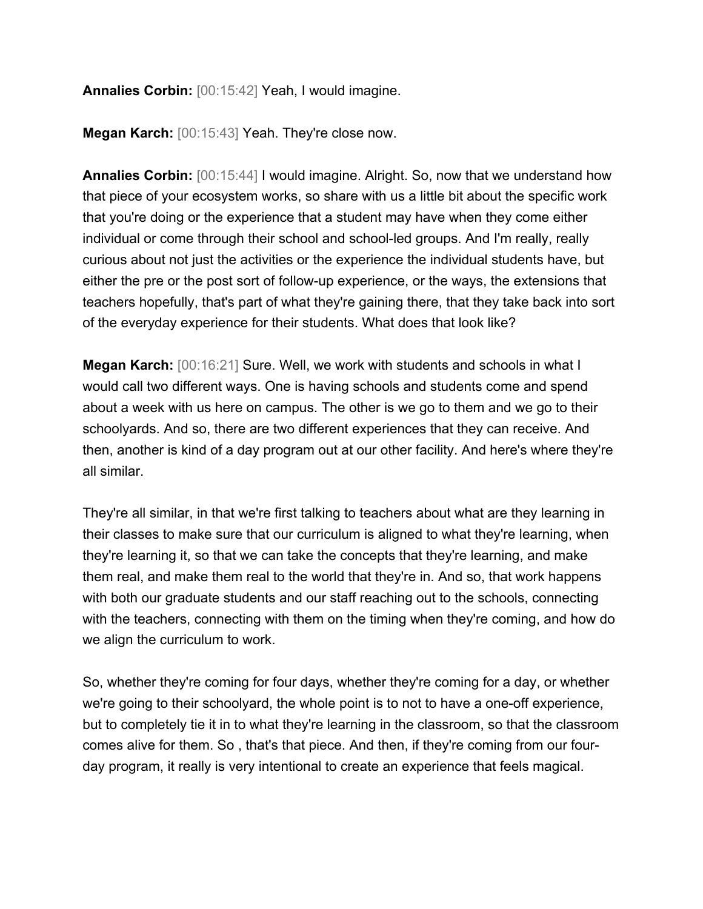**Annalies Corbin:** [00:15:42] Yeah, I would imagine.

**Megan Karch:** [00:15:43] Yeah. They're close now.

**Annalies Corbin:** [00:15:44] I would imagine. Alright. So, now that we understand how that piece of your ecosystem works, so share with us a little bit about the specific work that you're doing or the experience that a student may have when they come either individual or come through their school and school-led groups. And I'm really, really curious about not just the activities or the experience the individual students have, but either the pre or the post sort of follow-up experience, or the ways, the extensions that teachers hopefully, that's part of what they're gaining there, that they take back into sort of the everyday experience for their students. What does that look like?

**Megan Karch:** [00:16:21] Sure. Well, we work with students and schools in what I would call two different ways. One is having schools and students come and spend about a week with us here on campus. The other is we go to them and we go to their schoolyards. And so, there are two different experiences that they can receive. And then, another is kind of a day program out at our other facility. And here's where they're all similar.

They're all similar, in that we're first talking to teachers about what are they learning in their classes to make sure that our curriculum is aligned to what they're learning, when they're learning it, so that we can take the concepts that they're learning, and make them real, and make them real to the world that they're in. And so, that work happens with both our graduate students and our staff reaching out to the schools, connecting with the teachers, connecting with them on the timing when they're coming, and how do we align the curriculum to work.

So, whether they're coming for four days, whether they're coming for a day, or whether we're going to their schoolyard, the whole point is to not to have a one-off experience, but to completely tie it in to what they're learning in the classroom, so that the classroom comes alive for them. So , that's that piece. And then, if they're coming from our four-day program, it really is very intentional to create an experience that feels magical.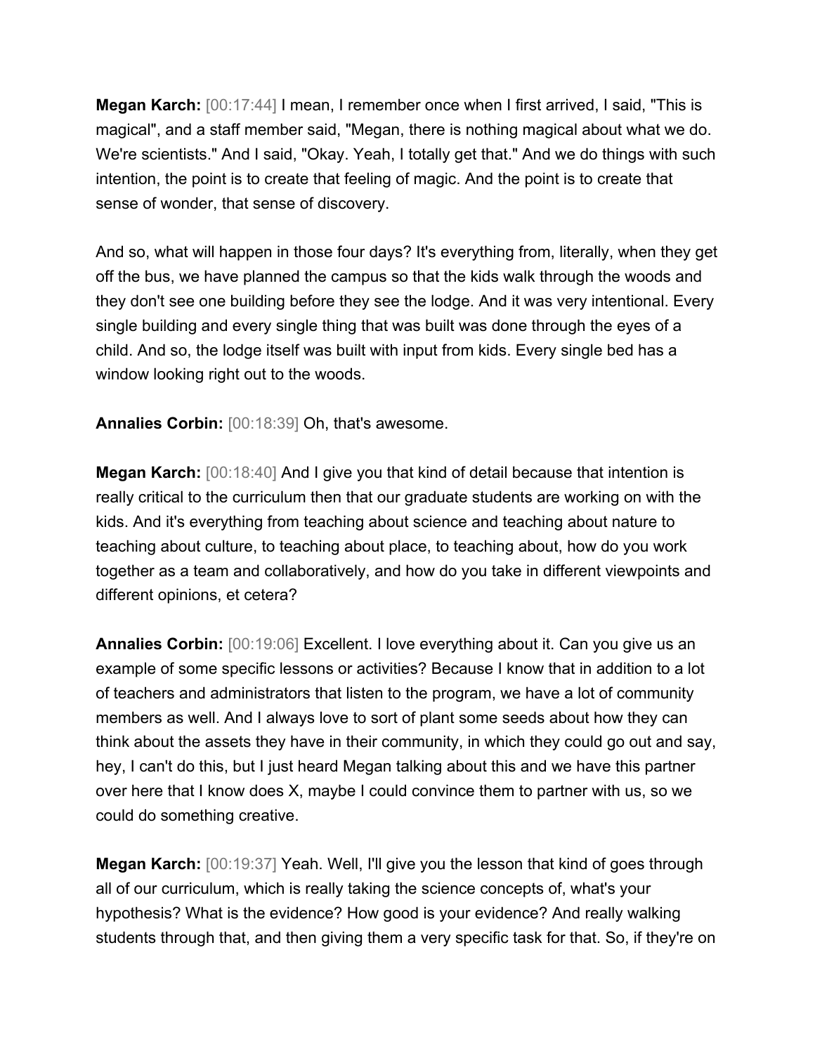**Megan Karch:** [00:17:44] I mean, I remember once when I first arrived, I said, "This is magical", and a staff member said, "Megan, there is nothing magical about what we do. We're scientists." And I said, "Okay. Yeah, I totally get that." And we do things with such intention, the point is to create that feeling of magic. And the point is to create that sense of wonder, that sense of discovery.

And so, what will happen in those four days? It's everything from, literally, when they get off the bus, we have planned the campus so that the kids walk through the woods and they don't see one building before they see the lodge. And it was very intentional. Every single building and every single thing that was built was done through the eyes of a child. And so, the lodge itself was built with input from kids. Every single bed has a window looking right out to the woods.

**Annalies Corbin:** [00:18:39] Oh, that's awesome.

**Megan Karch:** [00:18:40] And I give you that kind of detail because that intention is really critical to the curriculum then that our graduate students are working on with the kids. And it's everything from teaching about science and teaching about nature to teaching about culture, to teaching about place, to teaching about, how do you work together as a team and collaboratively, and how do you take in different viewpoints and different opinions, et cetera?

**Annalies Corbin:** [00:19:06] Excellent. I love everything about it. Can you give us an example of some specific lessons or activities? Because I know that in addition to a lot of teachers and administrators that listen to the program, we have a lot of community members as well. And I always love to sort of plant some seeds about how they can think about the assets they have in their community, in which they could go out and say, hey, I can't do this, but I just heard Megan talking about this and we have this partner over here that I know does X, maybe I could convince them to partner with us, so we could do something creative.

**Megan Karch:** [00:19:37] Yeah. Well, I'll give you the lesson that kind of goes through all of our curriculum, which is really taking the science concepts of, what's your hypothesis? What is the evidence? How good is your evidence? And really walking students through that, and then giving them a very specific task for that. So, if they're on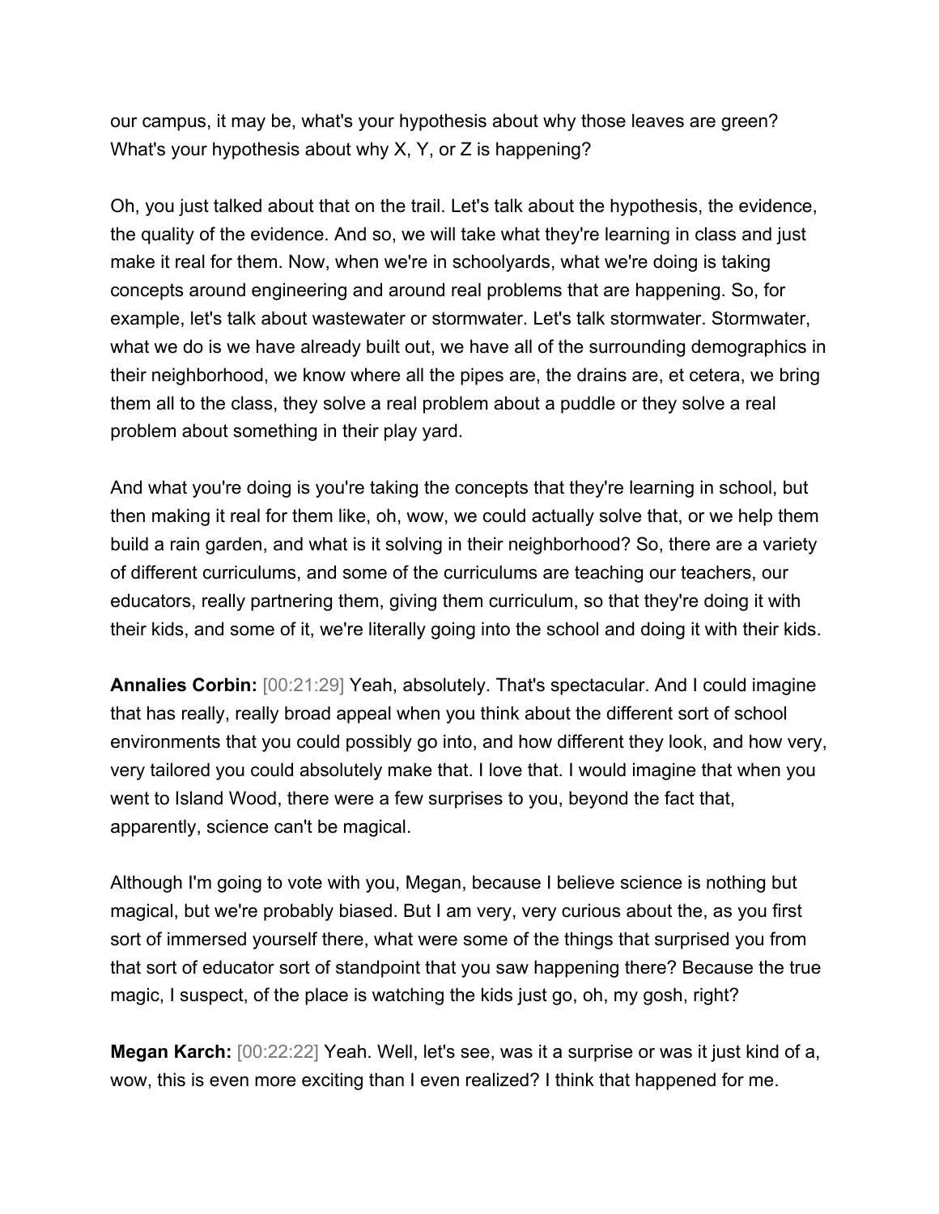our campus, it may be, what's your hypothesis about why those leaves are green? What's your hypothesis about why X, Y, or Z is happening?

Oh, you just talked about that on the trail. Let's talk about the hypothesis, the evidence, the quality of the evidence. And so, we will take what they're learning in class and just make it real for them. Now, when we're in schoolyards, what we're doing is taking concepts around engineering and around real problems that are happening. So, for example, let's talk about wastewater or stormwater. Let's talk stormwater. Stormwater, what we do is we have already built out, we have all of the surrounding demographics in their neighborhood, we know where all the pipes are, the drains are, et cetera, we bring them all to the class, they solve a real problem about a puddle or they solve a real problem about something in their play yard.

And what you're doing is you're taking the concepts that they're learning in school, but then making it real for them like, oh, wow, we could actually solve that, or we help them build a rain garden, and what is it solving in their neighborhood? So, there are a variety of different curriculums, and some of the curriculums are teaching our teachers, our educators, really partnering them, giving them curriculum, so that they're doing it with their kids, and some of it, we're literally going into the school and doing it with their kids.

**Annalies Corbin:** [00:21:29] Yeah, absolutely. That's spectacular. And I could imagine that has really, really broad appeal when you think about the different sort of school environments that you could possibly go into, and how different they look, and how very, very tailored you could absolutely make that. I love that. I would imagine that when you went to Island Wood, there were a few surprises to you, beyond the fact that, apparently, science can't be magical.

Although I'm going to vote with you, Megan, because I believe science is nothing but magical, but we're probably biased. But I am very, very curious about the, as you first sort of immersed yourself there, what were some of the things that surprised you from that sort of educator sort of standpoint that you saw happening there? Because the true magic, I suspect, of the place is watching the kids just go, oh, my gosh, right?

**Megan Karch:** [00:22:22] Yeah. Well, let's see, was it a surprise or was it just kind of a, wow, this is even more exciting than I even realized? I think that happened for me.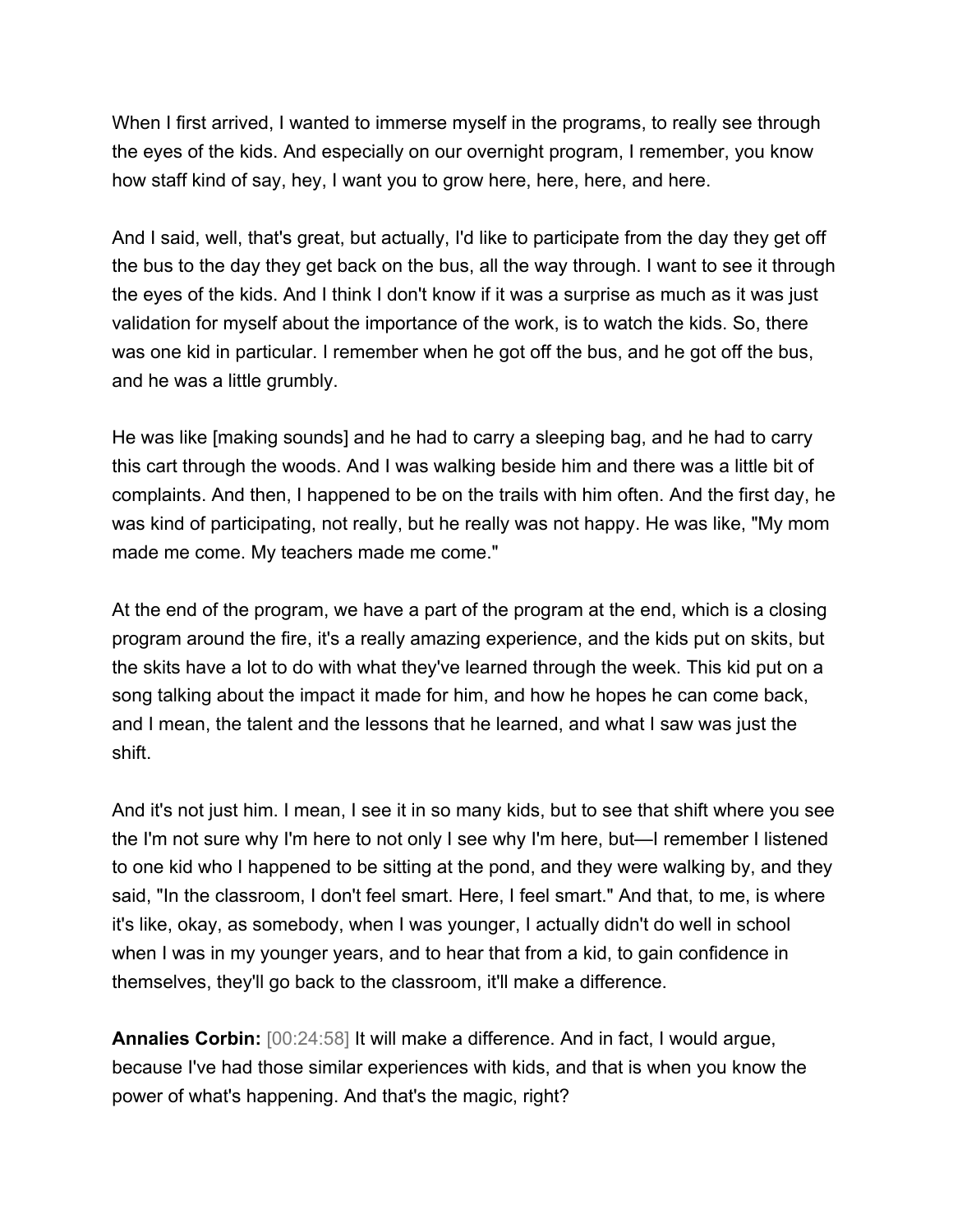When I first arrived, I wanted to immerse myself in the programs, to really see through the eyes of the kids. And especially on our overnight program, I remember, you know how staff kind of say, hey, I want you to grow here, here, here, and here.

And I said, well, that's great, but actually, I'd like to participate from the day they get off the bus to the day they get back on the bus, all the way through. I want to see it through the eyes of the kids. And I think I don't know if it was a surprise as much as it was just validation for myself about the importance of the work, is to watch the kids. So, there was one kid in particular. I remember when he got off the bus, and he got off the bus, and he was a little grumbly.

He was like [making sounds] and he had to carry a sleeping bag, and he had to carry this cart through the woods. And I was walking beside him and there was a little bit of complaints. And then, I happened to be on the trails with him often. And the first day, he was kind of participating, not really, but he really was not happy. He was like, "My mom made me come. My teachers made me come."

At the end of the program, we have a part of the program at the end, which is a closing program around the fire, it's a really amazing experience, and the kids put on skits, but the skits have a lot to do with what they've learned through the week. This kid put on a song talking about the impact it made for him, and how he hopes he can come back, and I mean, the talent and the lessons that he learned, and what I saw was just the shift.

And it's not just him. I mean, I see it in so many kids, but to see that shift where you see the I'm not sure why I'm here to not only I see why I'm here, but—I remember I listened to one kid who I happened to be sitting at the pond, and they were walking by, and they said, "In the classroom, I don't feel smart. Here, I feel smart." And that, to me, is where it's like, okay, as somebody, when I was younger, I actually didn't do well in school when I was in my younger years, and to hear that from a kid, to gain confidence in themselves, they'll go back to the classroom, it'll make a difference.

**Annalies Corbin:** [00:24:58] It will make a difference. And in fact, I would argue, because I've had those similar experiences with kids, and that is when you know the power of what's happening. And that's the magic, right?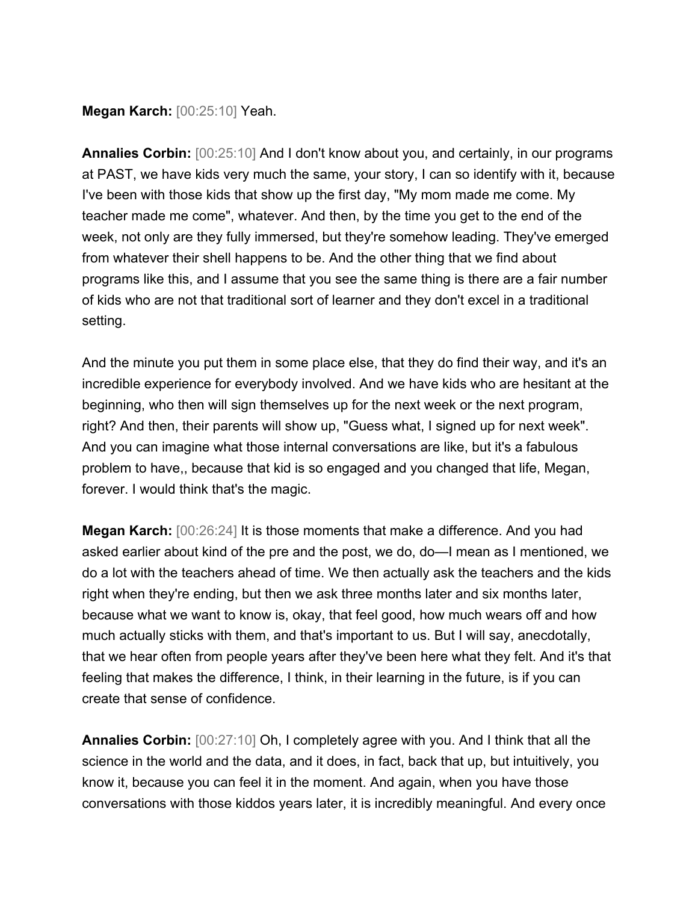**Megan Karch:** [00:25:10] Yeah.

**Annalies Corbin:** [00:25:10] And I don't know about you, and certainly, in our programs at PAST, we have kids very much the same, your story, I can so identify with it, because I've been with those kids that show up the first day, "My mom made me come. My teacher made me come", whatever. And then, by the time you get to the end of the week, not only are they fully immersed, but they're somehow leading. They've emerged from whatever their shell happens to be. And the other thing that we find about programs like this, and I assume that you see the same thing is there are a fair number of kids who are not that traditional sort of learner and they don't excel in a traditional setting.

And the minute you put them in some place else, that they do find their way, and it's an incredible experience for everybody involved. And we have kids who are hesitant at the beginning, who then will sign themselves up for the next week or the next program, right? And then, their parents will show up, "Guess what, I signed up for next week". And you can imagine what those internal conversations are like, but it's a fabulous problem to have,, because that kid is so engaged and you changed that life, Megan, forever. I would think that's the magic.

**Megan Karch:** [00:26:24] It is those moments that make a difference. And you had asked earlier about kind of the pre and the post, we do, do—I mean as I mentioned, we do a lot with the teachers ahead of time. We then actually ask the teachers and the kids right when they're ending, but then we ask three months later and six months later, because what we want to know is, okay, that feel good, how much wears off and how much actually sticks with them, and that's important to us. But I will say, anecdotally, that we hear often from people years after they've been here what they felt. And it's that feeling that makes the difference, I think, in their learning in the future, is if you can create that sense of confidence.

**Annalies Corbin:** [00:27:10] Oh, I completely agree with you. And I think that all the science in the world and the data, and it does, in fact, back that up, but intuitively, you know it, because you can feel it in the moment. And again, when you have those conversations with those kiddos years later, it is incredibly meaningful. And every once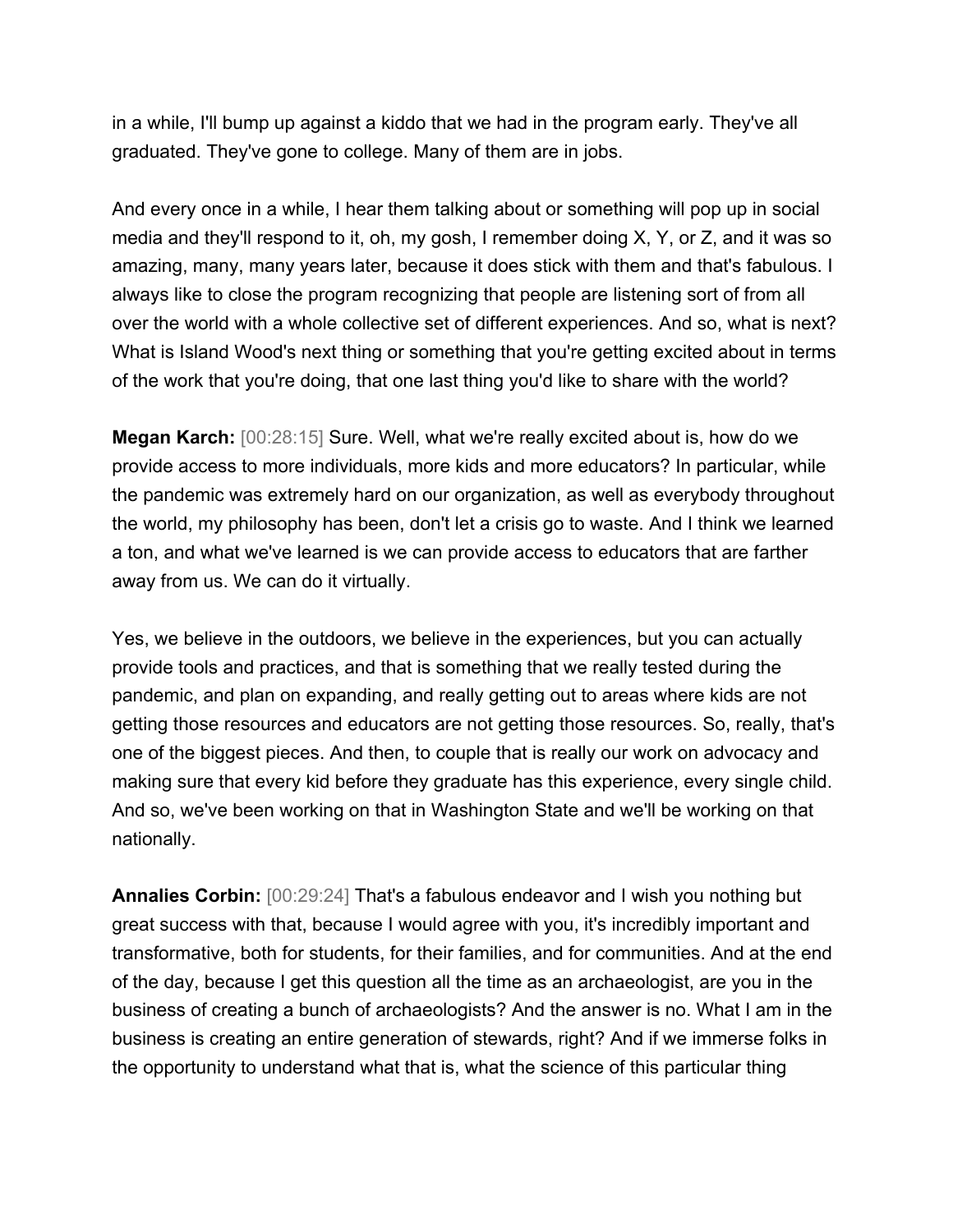in a while, I'll bump up against a kiddo that we had in the program early. They've all graduated. They've gone to college. Many of them are in jobs.

And every once in a while, I hear them talking about or something will pop up in social media and they'll respond to it, oh, my gosh, I remember doing X, Y, or Z, and it was so amazing, many, many years later, because it does stick with them and that's fabulous. I always like to close the program recognizing that people are listening sort of from all over the world with a whole collective set of different experiences. And so, what is next? What is Island Wood's next thing or something that you're getting excited about in terms of the work that you're doing, that one last thing you'd like to share with the world?

**Megan Karch:** [00:28:15] Sure. Well, what we're really excited about is, how do we provide access to more individuals, more kids and more educators? In particular, while the pandemic was extremely hard on our organization, as well as everybody throughout the world, my philosophy has been, don't let a crisis go to waste. And I think we learned a ton, and what we've learned is we can provide access to educators that are farther away from us. We can do it virtually.

Yes, we believe in the outdoors, we believe in the experiences, but you can actually provide tools and practices, and that is something that we really tested during the pandemic, and plan on expanding, and really getting out to areas where kids are not getting those resources and educators are not getting those resources. So, really, that's one of the biggest pieces. And then, to couple that is really our work on advocacy and making sure that every kid before they graduate has this experience, every single child. And so, we've been working on that in Washington State and we'll be working on that nationally.

**Annalies Corbin:** [00:29:24] That's a fabulous endeavor and I wish you nothing but great success with that, because I would agree with you, it's incredibly important and transformative, both for students, for their families, and for communities. And at the end of the day, because I get this question all the time as an archaeologist, are you in the business of creating a bunch of archaeologists? And the answer is no. What I am in the business is creating an entire generation of stewards, right? And if we immerse folks in the opportunity to understand what that is, what the science of this particular thing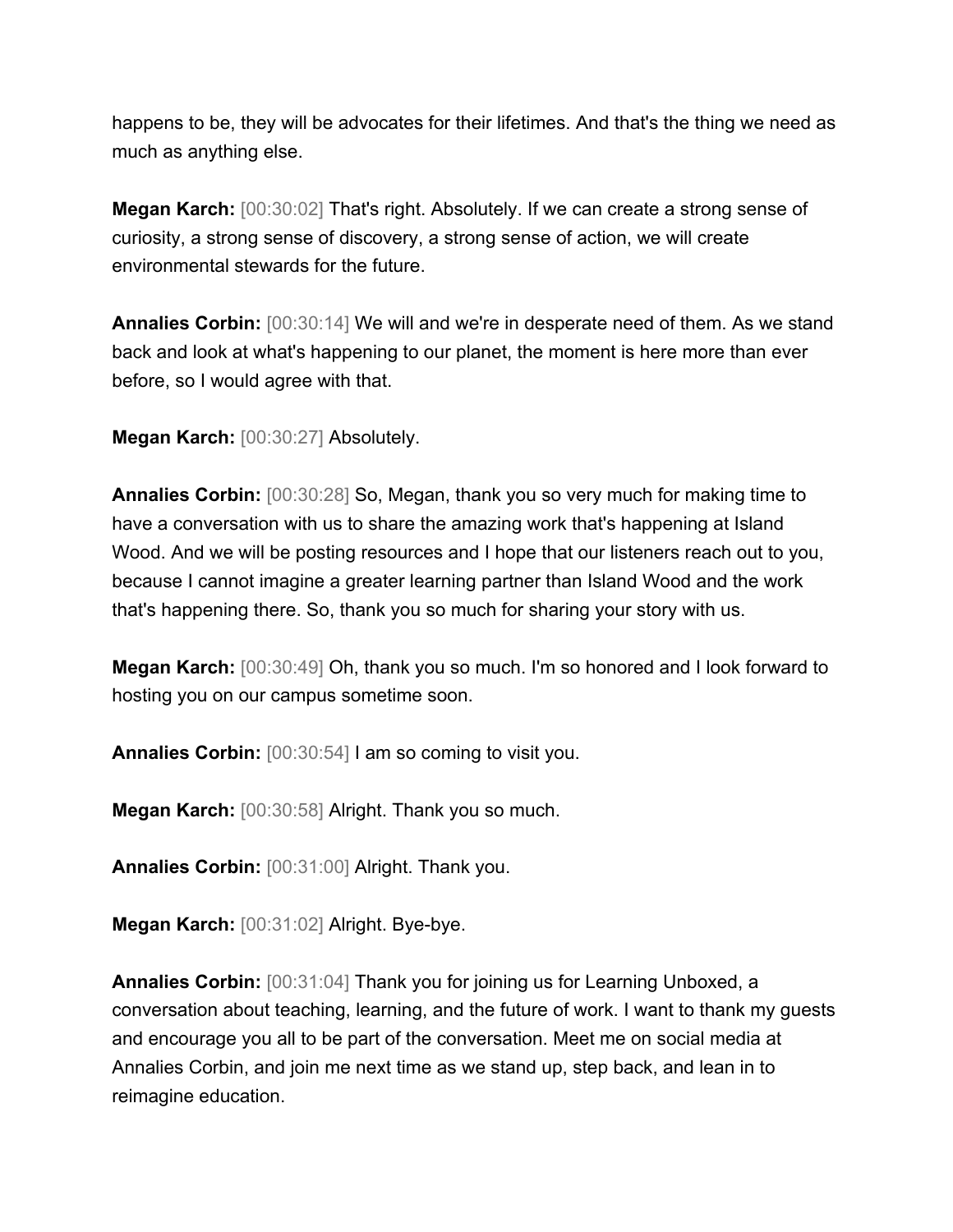happens to be, they will be advocates for their lifetimes. And that's the thing we need as much as anything else.

**Megan Karch:** [00:30:02] That's right. Absolutely. If we can create a strong sense of curiosity, a strong sense of discovery, a strong sense of action, we will create environmental stewards for the future.

**Annalies Corbin:** [00:30:14] We will and we're in desperate need of them. As we stand back and look at what's happening to our planet, the moment is here more than ever before, so I would agree with that.

**Megan Karch:** [00:30:27] Absolutely.

**Annalies Corbin:** [00:30:28] So, Megan, thank you so very much for making time to have a conversation with us to share the amazing work that's happening at Island Wood. And we will be posting resources and I hope that our listeners reach out to you, because I cannot imagine a greater learning partner than Island Wood and the work that's happening there. So, thank you so much for sharing your story with us.

**Megan Karch:** [00:30:49] Oh, thank you so much. I'm so honored and I look forward to hosting you on our campus sometime soon.

**Annalies Corbin:** [00:30:54] I am so coming to visit you.

**Megan Karch:** [00:30:58] Alright. Thank you so much.

**Annalies Corbin:** [00:31:00] Alright. Thank you.

**Megan Karch:** [00:31:02] Alright. Bye-bye.

**Annalies Corbin:** [00:31:04] Thank you for joining us for Learning Unboxed, a conversation about teaching, learning, and the future of work. I want to thank my guests and encourage you all to be part of the conversation. Meet me on social media at Annalies Corbin, and join me next time as we stand up, step back, and lean in to reimagine education.